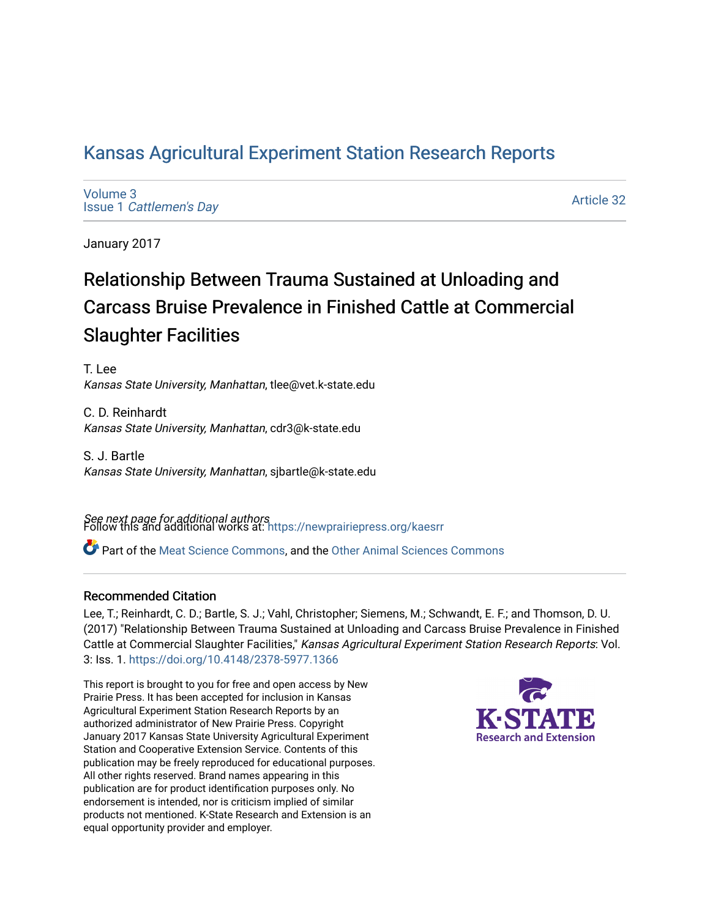Kansas Agricultural Experiment Station Research Reports

Volume 3
Issue 1 *Cattlemen's Day*

Article 32

January 2017

# Relationship Between Trauma Sustained at Unloading and Carcass Bruise Prevalence in Finished Cattle at Commercial Slaughter Facilities

T. Lee
*Kansas State University, Manhattan*, tlee@vet.k-state.edu

C. D. Reinhardt
*Kansas State University, Manhattan*, cdr3@k-state.edu

S. J. Bartle
*Kansas State University, Manhattan*, sjbartle@k-state.edu

*See next page for additional authors*

Follow this and additional works at: https://newprairiepress.org/kaesrr

Part of the Meat Science Commons, and the Other Animal Sciences Commons

## Recommended Citation

Lee, T.; Reinhardt, C. D.; Bartle, S. J.; Vahl, Christopher; Siemens, M.; Schwandt, E. F.; and Thomson, D. U. (2017) "Relationship Between Trauma Sustained at Unloading and Carcass Bruise Prevalence in Finished Cattle at Commercial Slaughter Facilities," *Kansas Agricultural Experiment Station Research Reports*: Vol. 3: Iss. 1. https://doi.org/10.4148/2378-5977.1366

This report is brought to you for free and open access by New Prairie Press. It has been accepted for inclusion in Kansas Agricultural Experiment Station Research Reports by an authorized administrator of New Prairie Press. Copyright January 2017 Kansas State University Agricultural Experiment Station and Cooperative Extension Service. Contents of this publication may be freely reproduced for educational purposes. All other rights reserved. Brand names appearing in this publication are for product identification purposes only. No endorsement is intended, nor is criticism implied of similar products not mentioned. K-State Research and Extension is an equal opportunity provider and employer.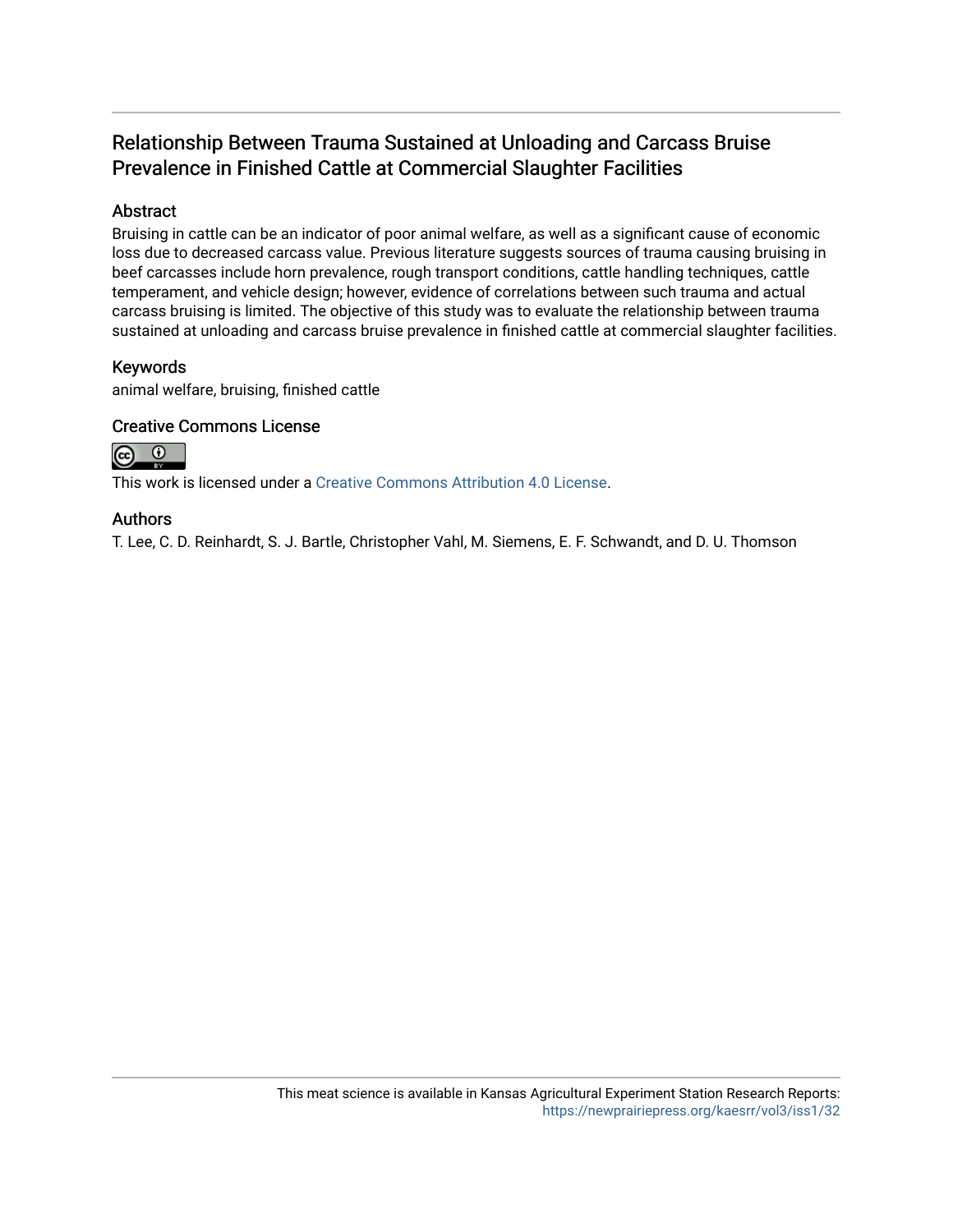# Relationship Between Trauma Sustained at Unloading and Carcass Bruise Prevalence in Finished Cattle at Commercial Slaughter Facilities

## Abstract

Bruising in cattle can be an indicator of poor animal welfare, as well as a significant cause of economic loss due to decreased carcass value. Previous literature suggests sources of trauma causing bruising in beef carcasses include horn prevalence, rough transport conditions, cattle handling techniques, cattle temperament, and vehicle design; however, evidence of correlations between such trauma and actual carcass bruising is limited. The objective of this study was to evaluate the relationship between trauma sustained at unloading and carcass bruise prevalence in finished cattle at commercial slaughter facilities.

## Keywords

animal welfare, bruising, finished cattle

## Creative Commons License

This work is licensed under a Creative Commons Attribution 4.0 License.

## Authors

T. Lee, C. D. Reinhardt, S. J. Bartle, Christopher Vahl, M. Siemens, E. F. Schwandt, and D. U. Thomson

This meat science is available in Kansas Agricultural Experiment Station Research Reports: https://newprairiepress.org/kaesrr/vol3/iss1/32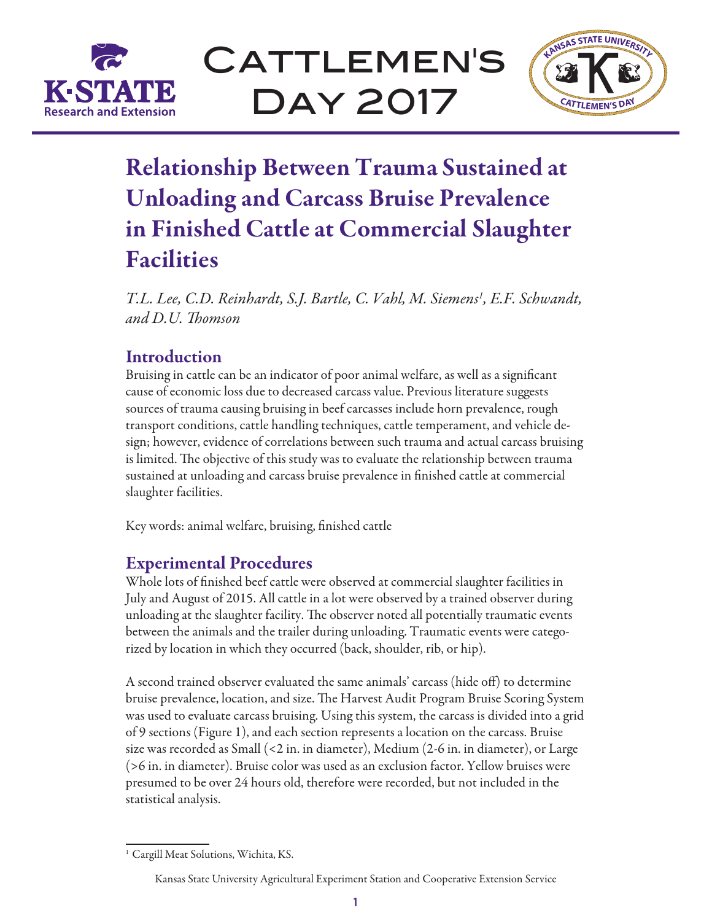# Relationship Between Trauma Sustained at Unloading and Carcass Bruise Prevalence in Finished Cattle at Commercial Slaughter Facilities

*T.L. Lee, C.D. Reinhardt, S.J. Bartle, C. Vahl, M. Siemens[1], E.F. Schwandt, and D.U. Thomson*

## Introduction

Bruising in cattle can be an indicator of poor animal welfare, as well as a significant cause of economic loss due to decreased carcass value. Previous literature suggests sources of trauma causing bruising in beef carcasses include horn prevalence, rough transport conditions, cattle handling techniques, cattle temperament, and vehicle design; however, evidence of correlations between such trauma and actual carcass bruising is limited. The objective of this study was to evaluate the relationship between trauma sustained at unloading and carcass bruise prevalence in finished cattle at commercial slaughter facilities.

Key words: animal welfare, bruising, finished cattle

## Experimental Procedures

Whole lots of finished beef cattle were observed at commercial slaughter facilities in July and August of 2015. All cattle in a lot were observed by a trained observer during unloading at the slaughter facility. The observer noted all potentially traumatic events between the animals and the trailer during unloading. Traumatic events were categorized by location in which they occurred (back, shoulder, rib, or hip).

A second trained observer evaluated the same animals' carcass (hide off) to determine bruise prevalence, location, and size. The Harvest Audit Program Bruise Scoring System was used to evaluate carcass bruising. Using this system, the carcass is divided into a grid of 9 sections (Figure 1), and each section represents a location on the carcass. Bruise size was recorded as Small (<2 in. in diameter), Medium (2-6 in. in diameter), or Large (>6 in. in diameter). Bruise color was used as an exclusion factor. Yellow bruises were presumed to be over 24 hours old, therefore were recorded, but not included in the statistical analysis.

[1] Cargill Meat Solutions, Wichita, KS.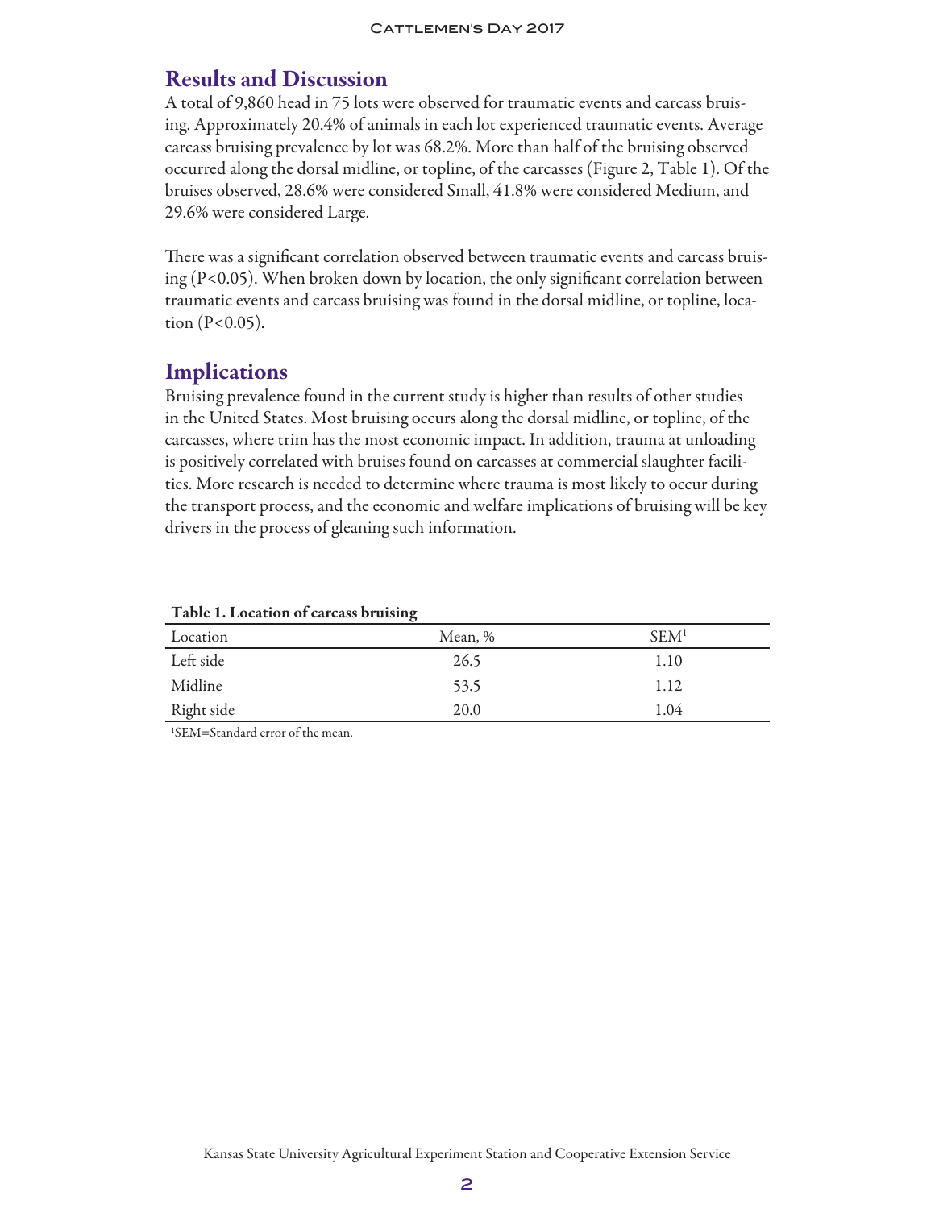## Results and Discussion

A total of 9,860 head in 75 lots were observed for traumatic events and carcass bruising. Approximately 20.4% of animals in each lot experienced traumatic events. Average carcass bruising prevalence by lot was 68.2%. More than half of the bruising observed occurred along the dorsal midline, or topline, of the carcasses (Figure 2, Table 1). Of the bruises observed, 28.6% were considered Small, 41.8% were considered Medium, and 29.6% were considered Large.

There was a significant correlation observed between traumatic events and carcass bruising ($P<0.05$). When broken down by location, the only significant correlation between traumatic events and carcass bruising was found in the dorsal midline, or topline, location ($P<0.05$).

## Implications

Bruising prevalence found in the current study is higher than results of other studies in the United States. Most bruising occurs along the dorsal midline, or topline, of the carcasses, where trim has the most economic impact. In addition, trauma at unloading is positively correlated with bruises found on carcasses at commercial slaughter facilities. More research is needed to determine where trauma is most likely to occur during the transport process, and the economic and welfare implications of bruising will be key drivers in the process of gleaning such information.

**Table 1. Location of carcass bruising**

| Location | Mean, % | SEM[1] |
|---|---|---|
| Left side | 26.5 | 1.10 |
| Midline | 53.5 | 1.12 |
| Right side | 20.0 | 1.04 |

[1]SEM=Standard error of the mean.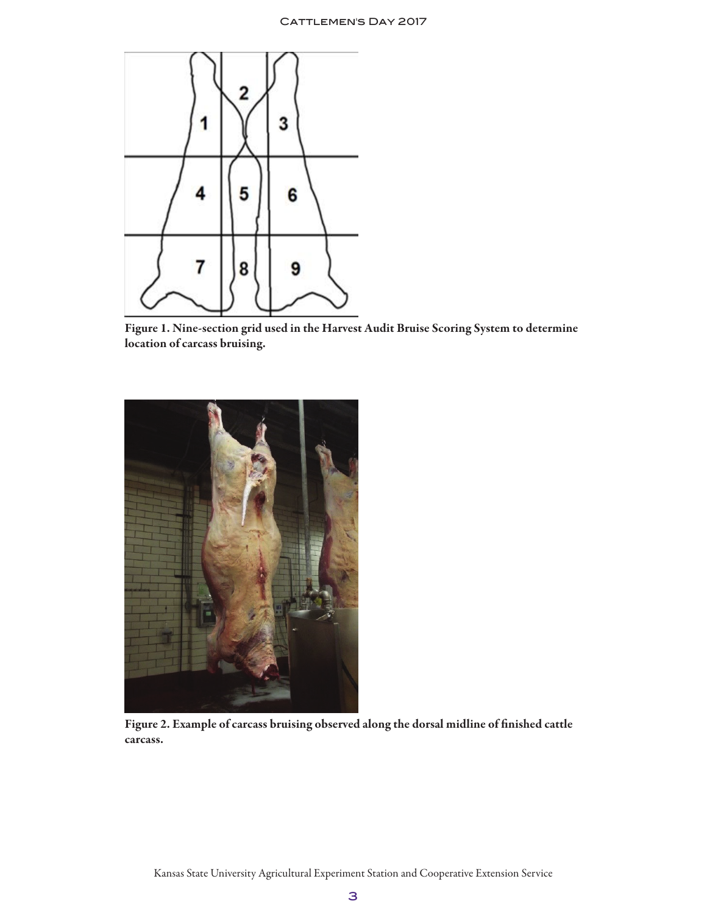1

2

3

4

5

6

7

8

9

**Figure 1. Nine-section grid used in the Harvest Audit Bruise Scoring System to determine location of carcass bruising.**

**Figure 2. Example of carcass bruising observed along the dorsal midline of finished cattle carcass.**